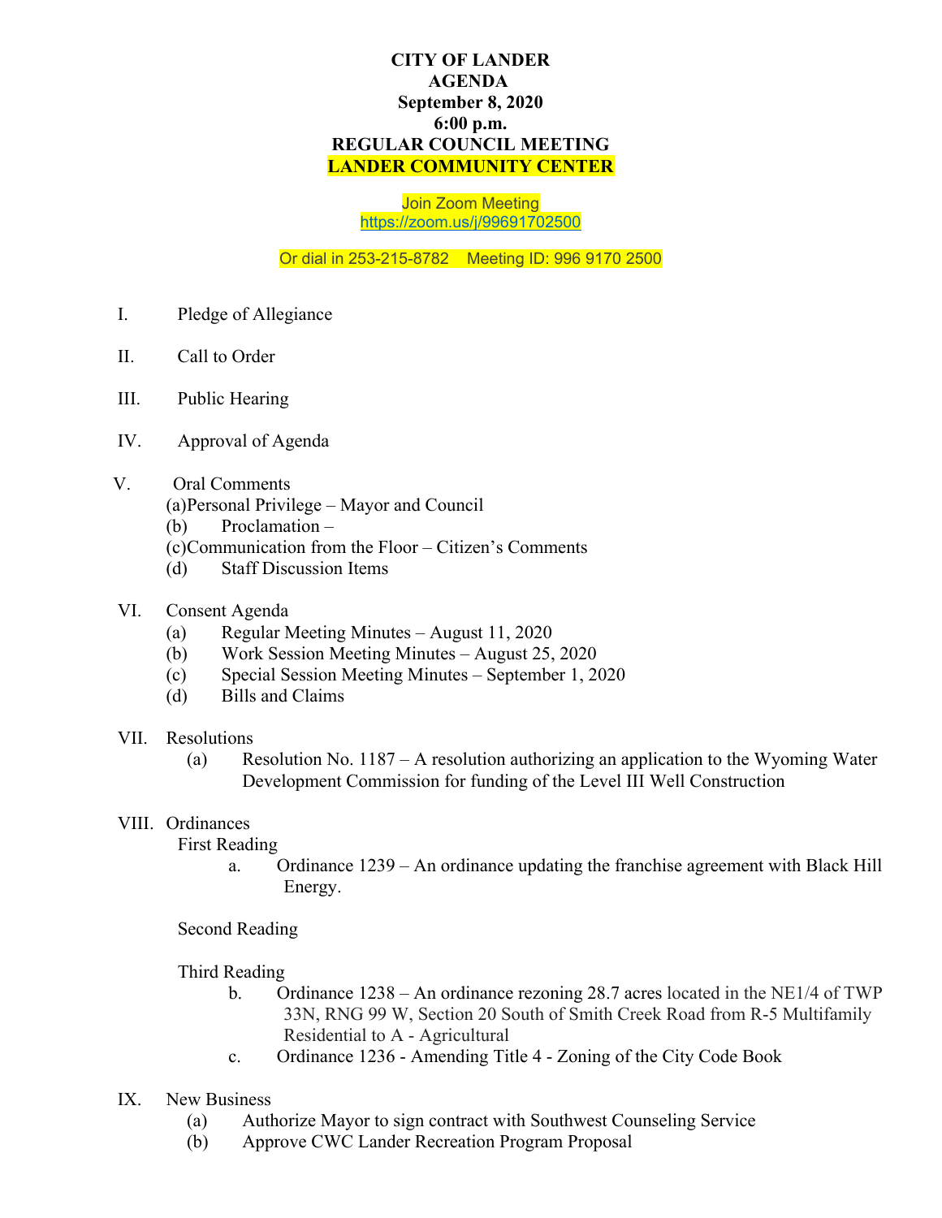**CITY OF LANDER**
**AGENDA**
**September 8, 2020**
**6:00 p.m.**
**REGULAR COUNCIL MEETING**
**LANDER COMMUNITY CENTER**

Join Zoom Meeting
https://zoom.us/j/99691702500

Or dial in 253-215-8782 Meeting ID: 996 9170 2500

I. Pledge of Allegiance

II. Call to Order

III. Public Hearing

IV. Approval of Agenda

V. Oral Comments
   (a) Personal Privilege – Mayor and Council
   (b) Proclamation –
   (c) Communication from the Floor – Citizen's Comments
   (d) Staff Discussion Items

VI. Consent Agenda
   (a) Regular Meeting Minutes – August 11, 2020
   (b) Work Session Meeting Minutes – August 25, 2020
   (c) Special Session Meeting Minutes – September 1, 2020
   (d) Bills and Claims

VII. Resolutions
   (a) Resolution No. 1187 – A resolution authorizing an application to the Wyoming Water Development Commission for funding of the Level III Well Construction

VIII. Ordinances

   First Reading
   
   a. Ordinance 1239 – An ordinance updating the franchise agreement with Black Hill Energy.

   Second Reading

   Third Reading
   
   b. Ordinance 1238 – An ordinance rezoning 28.7 acres located in the NE1/4 of TWP 33N, RNG 99 W, Section 20 South of Smith Creek Road from R-5 Multifamily Residential to A - Agricultural
   
   c. Ordinance 1236 - Amending Title 4 - Zoning of the City Code Book

IX. New Business
   (a) Authorize Mayor to sign contract with Southwest Counseling Service
   (b) Approve CWC Lander Recreation Program Proposal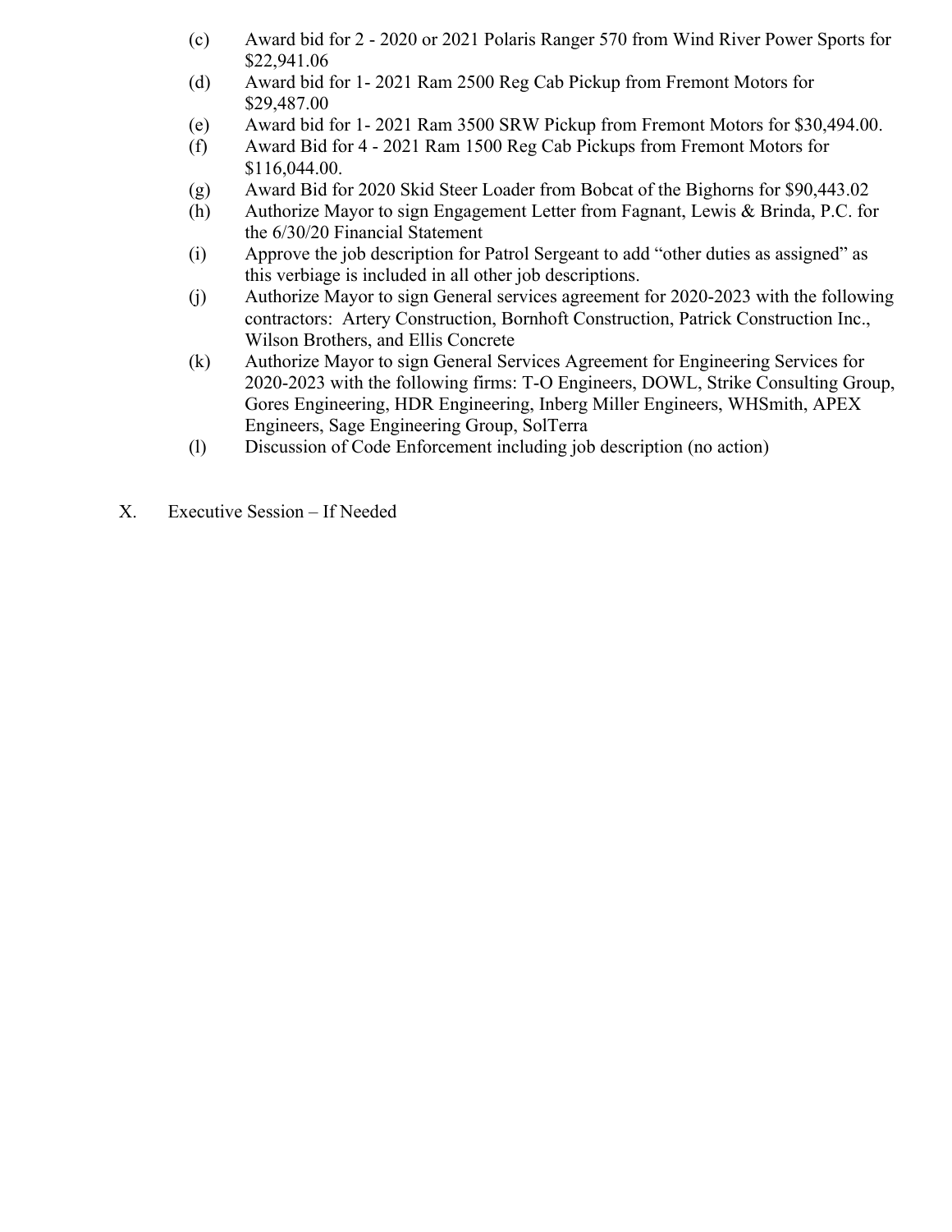(c) Award bid for 2 - 2020 or 2021 Polaris Ranger 570 from Wind River Power Sports for $22,941.06

(d) Award bid for 1- 2021 Ram 2500 Reg Cab Pickup from Fremont Motors for $29,487.00

(e) Award bid for 1- 2021 Ram 3500 SRW Pickup from Fremont Motors for $30,494.00.

(f) Award Bid for 4 - 2021 Ram 1500 Reg Cab Pickups from Fremont Motors for $116,044.00.

(g) Award Bid for 2020 Skid Steer Loader from Bobcat of the Bighorns for $90,443.02

(h) Authorize Mayor to sign Engagement Letter from Fagnant, Lewis & Brinda, P.C. for the 6/30/20 Financial Statement

(i) Approve the job description for Patrol Sergeant to add "other duties as assigned" as this verbiage is included in all other job descriptions.

(j) Authorize Mayor to sign General services agreement for 2020-2023 with the following contractors: Artery Construction, Bornhoft Construction, Patrick Construction Inc., Wilson Brothers, and Ellis Concrete

(k) Authorize Mayor to sign General Services Agreement for Engineering Services for 2020-2023 with the following firms: T-O Engineers, DOWL, Strike Consulting Group, Gores Engineering, HDR Engineering, Inberg Miller Engineers, WHSmith, APEX Engineers, Sage Engineering Group, SolTerra

(l) Discussion of Code Enforcement including job description (no action)

X. Executive Session – If Needed